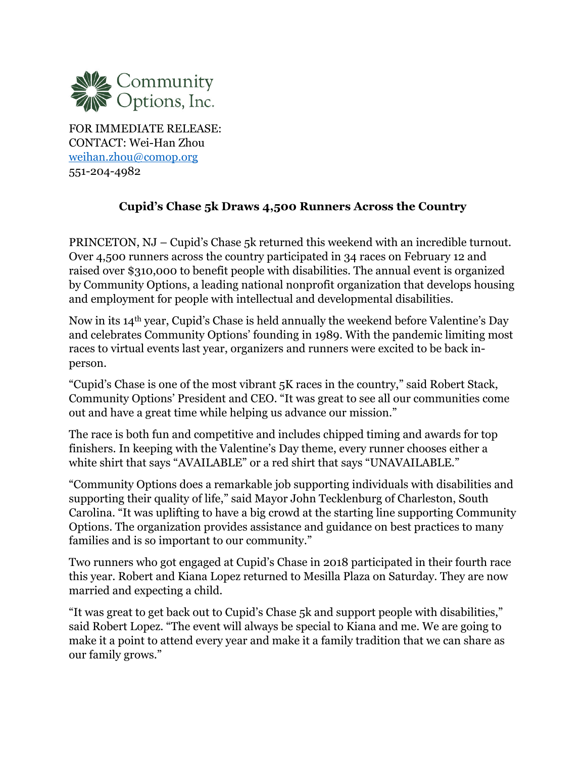Community Options, Inc.

FOR IMMEDIATE RELEASE:
CONTACT: Wei-Han Zhou
weihan.zhou@comop.org
551-204-4982

## Cupid's Chase 5k Draws 4,500 Runners Across the Country

PRINCETON, NJ – Cupid's Chase 5k returned this weekend with an incredible turnout. Over 4,500 runners across the country participated in 34 races on February 12 and raised over $310,000 to benefit people with disabilities. The annual event is organized by Community Options, a leading national nonprofit organization that develops housing and employment for people with intellectual and developmental disabilities.

Now in its 14th year, Cupid's Chase is held annually the weekend before Valentine's Day and celebrates Community Options' founding in 1989. With the pandemic limiting most races to virtual events last year, organizers and runners were excited to be back in-person.

"Cupid's Chase is one of the most vibrant 5K races in the country," said Robert Stack, Community Options' President and CEO. "It was great to see all our communities come out and have a great time while helping us advance our mission."

The race is both fun and competitive and includes chipped timing and awards for top finishers. In keeping with the Valentine's Day theme, every runner chooses either a white shirt that says "AVAILABLE" or a red shirt that says "UNAVAILABLE."

"Community Options does a remarkable job supporting individuals with disabilities and supporting their quality of life," said Mayor John Tecklenburg of Charleston, South Carolina. "It was uplifting to have a big crowd at the starting line supporting Community Options. The organization provides assistance and guidance on best practices to many families and is so important to our community."

Two runners who got engaged at Cupid's Chase in 2018 participated in their fourth race this year. Robert and Kiana Lopez returned to Mesilla Plaza on Saturday. They are now married and expecting a child.

"It was great to get back out to Cupid's Chase 5k and support people with disabilities," said Robert Lopez. "The event will always be special to Kiana and me. We are going to make it a point to attend every year and make it a family tradition that we can share as our family grows."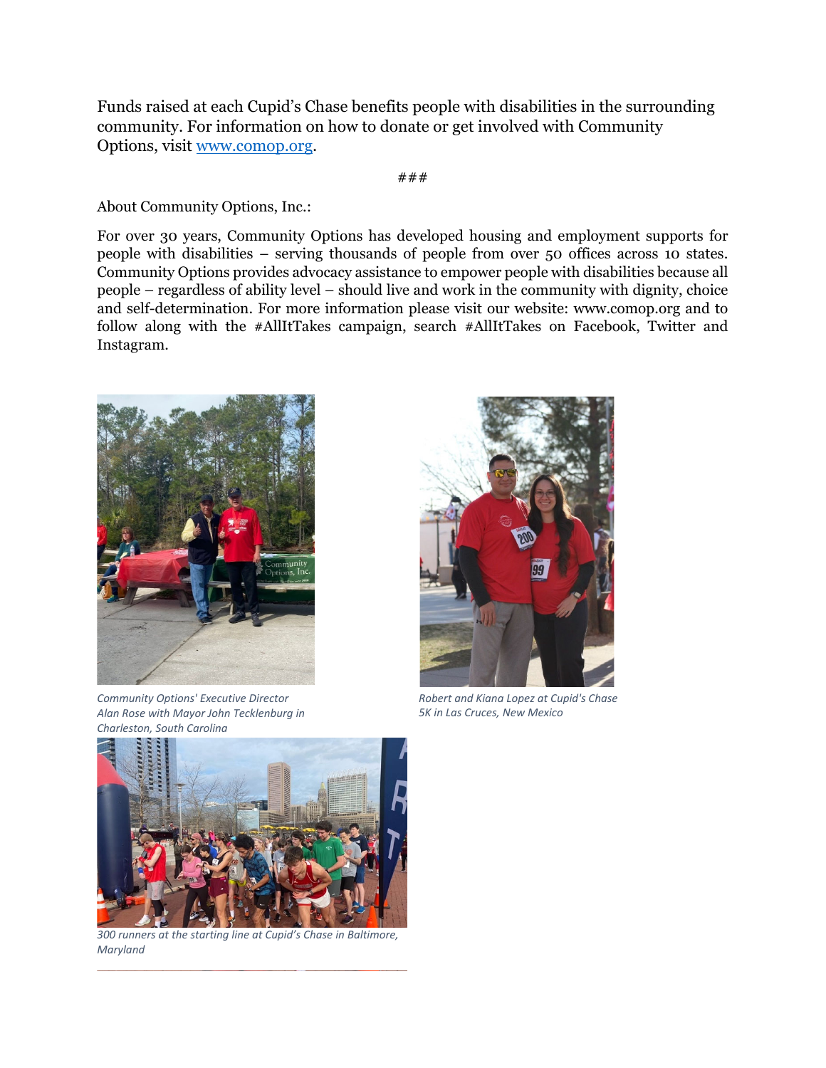Funds raised at each Cupid's Chase benefits people with disabilities in the surrounding community. For information on how to donate or get involved with Community Options, visit [www.comop.org](http://www.comop.org).

###

About Community Options, Inc.:

For over 30 years, Community Options has developed housing and employment supports for people with disabilities – serving thousands of people from over 50 offices across 10 states. Community Options provides advocacy assistance to empower people with disabilities because all people – regardless of ability level – should live and work in the community with dignity, choice and self-determination. For more information please visit our website: www.comop.org and to follow along with the #AllItTakes campaign, search #AllItTakes on Facebook, Twitter and Instagram.

*Community Options' Executive Director Alan Rose with Mayor John Tecklenburg in Charleston, South Carolina*

*Robert and Kiana Lopez at Cupid's Chase 5K in Las Cruces, New Mexico*

*300 runners at the starting line at Cupid's Chase in Baltimore, Maryland*